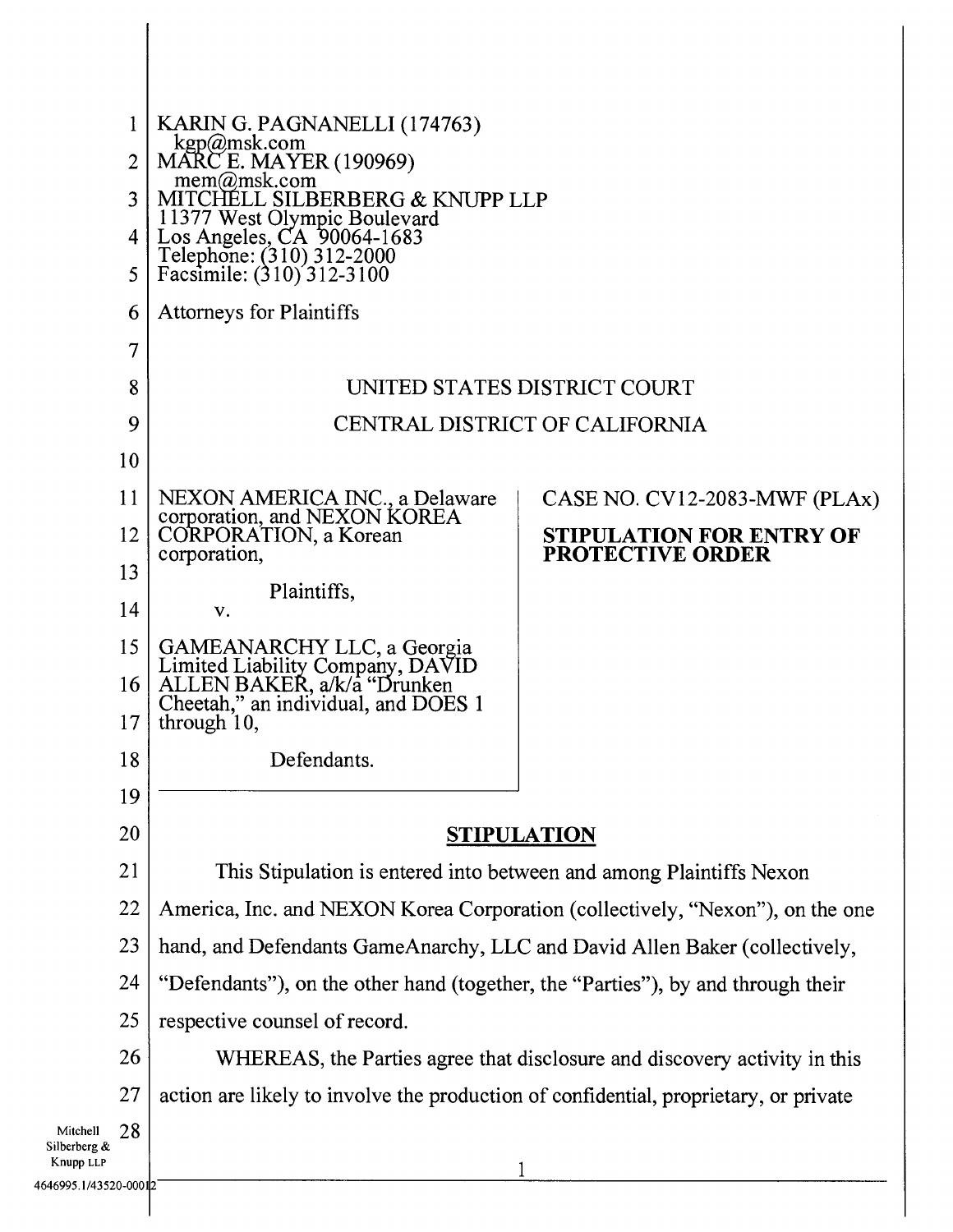KARIN G. PAGNANELLI (174763)
kgp@msk.com
MARC E. MAYER (190969)
mem@msk.com
MITCHELL SILBERBERG & KNUPP LLP
11377 West Olympic Boulevard
Los Angeles, CA 90064-1683
Telephone: (310) 312-2000
Facsimile: (310) 312-3100

Attorneys for Plaintiffs

UNITED STATES DISTRICT COURT

CENTRAL DISTRICT OF CALIFORNIA

| | |
|---|---|
| NEXON AMERICA INC., a Delaware corporation, and NEXON KOREA CORPORATION, a Korean corporation,<br><br>Plaintiffs,<br><br>v.<br><br>GAMEANARCHY LLC, a Georgia Limited Liability Company, DAVID ALLEN BAKER, a/k/a "Drunken Cheetah," an individual, and DOES 1 through 10,<br><br>Defendants. | CASE NO. CV12-2083-MWF (PLAx)<br><br>**STIPULATION FOR ENTRY OF PROTECTIVE ORDER** |

## STIPULATION

This Stipulation is entered into between and among Plaintiffs Nexon America, Inc. and NEXON Korea Corporation (collectively, "Nexon"), on the one hand, and Defendants GameAnarchy, LLC and David Allen Baker (collectively, "Defendants"), on the other hand (together, the "Parties"), by and through their respective counsel of record.

WHEREAS, the Parties agree that disclosure and discovery activity in this action are likely to involve the production of confidential, proprietary, or private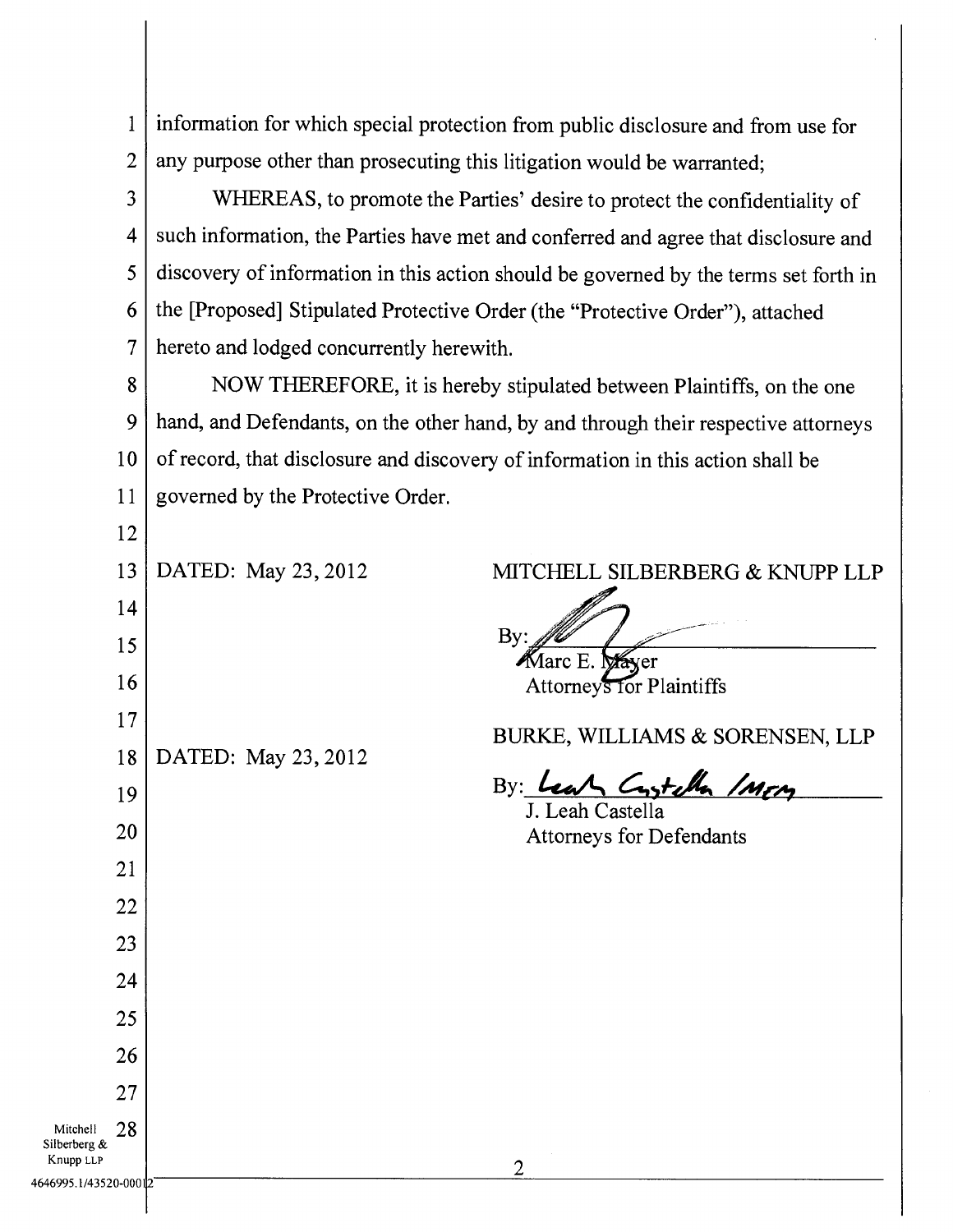information for which special protection from public disclosure and from use for any purpose other than prosecuting this litigation would be warranted;

WHEREAS, to promote the Parties' desire to protect the confidentiality of such information, the Parties have met and conferred and agree that disclosure and discovery of information in this action should be governed by the terms set forth in the [Proposed] Stipulated Protective Order (the "Protective Order"), attached hereto and lodged concurrently herewith.

NOW THEREFORE, it is hereby stipulated between Plaintiffs, on the one hand, and Defendants, on the other hand, by and through their respective attorneys of record, that disclosure and discovery of information in this action shall be governed by the Protective Order.

DATED: May 23, 2012

MITCHELL SILBERBERG & KNUPP LLP

By: 
Marc E. Mayer
Attorneys for Plaintiffs

DATED: May 23, 2012

BURKE, WILLIAMS & SORENSEN, LLP

By: Leah Castella /MEM
J. Leah Castella
Attorneys for Defendants